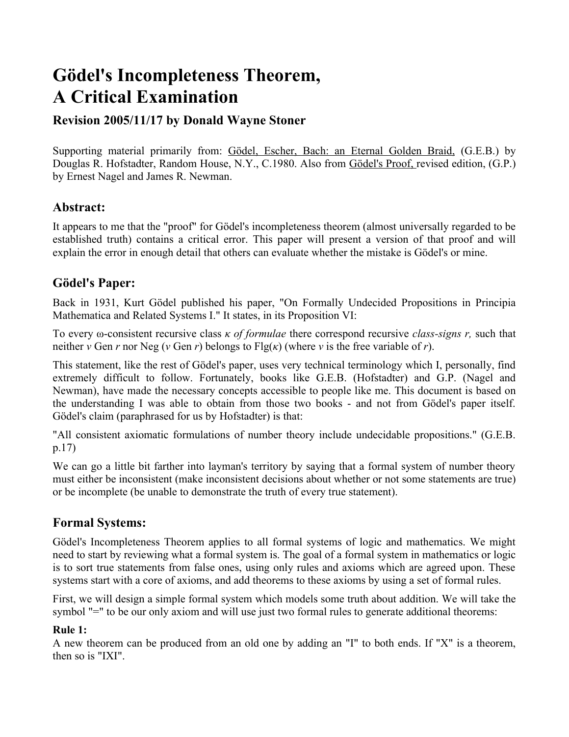# Gödel's Incompleteness Theorem, A Critical Examination

### Revision 2005/11/17 by Donald Wayne Stoner

Supporting material primarily from: Gödel, Escher, Bach: an Eternal Golden Braid, (G.E.B.) by Douglas R. Hofstadter, Random House, N.Y., C.1980. Also from Gödel's Proof, revised edition, (G.P.) by Ernest Nagel and James R. Newman.

## Abstract:

It appears to me that the "proof" for Gödel's incompleteness theorem (almost universally regarded to be established truth) contains a critical error. This paper will present a version of that proof and will explain the error in enough detail that others can evaluate whether the mistake is Gödel's or mine.

## Gödel's Paper:

Back in 1931, Kurt Gödel published his paper, "On Formally Undecided Propositions in Principia Mathematica and Related Systems I." It states, in its Proposition VI:

To every ω-consistent recursive class *κ of formulae* there correspond recursive *class-signs r,* such that neither *v* Gen *r* nor Neg (*v* Gen *r*) belongs to Flg(*κ*) (where *v* is the free variable of *r*).

This statement, like the rest of Gödel's paper, uses very technical terminology which I, personally, find extremely difficult to follow. Fortunately, books like G.E.B. (Hofstadter) and G.P. (Nagel and Newman), have made the necessary concepts accessible to people like me. This document is based on the understanding I was able to obtain from those two books - and not from Gödel's paper itself. Gödel's claim (paraphrased for us by Hofstadter) is that:

"All consistent axiomatic formulations of number theory include undecidable propositions." (G.E.B. p.17)

We can go a little bit farther into layman's territory by saying that a formal system of number theory must either be inconsistent (make inconsistent decisions about whether or not some statements are true) or be incomplete (be unable to demonstrate the truth of every true statement).

## Formal Systems:

Gödel's Incompleteness Theorem applies to all formal systems of logic and mathematics. We might need to start by reviewing what a formal system is. The goal of a formal system in mathematics or logic is to sort true statements from false ones, using only rules and axioms which are agreed upon. These systems start with a core of axioms, and add theorems to these axioms by using a set of formal rules.

First, we will design a simple formal system which models some truth about addition. We will take the symbol "=" to be our only axiom and will use just two formal rules to generate additional theorems:

**Rule 1:**
A new theorem can be produced from an old one by adding an "I" to both ends. If "X" is a theorem, then so is "IXI".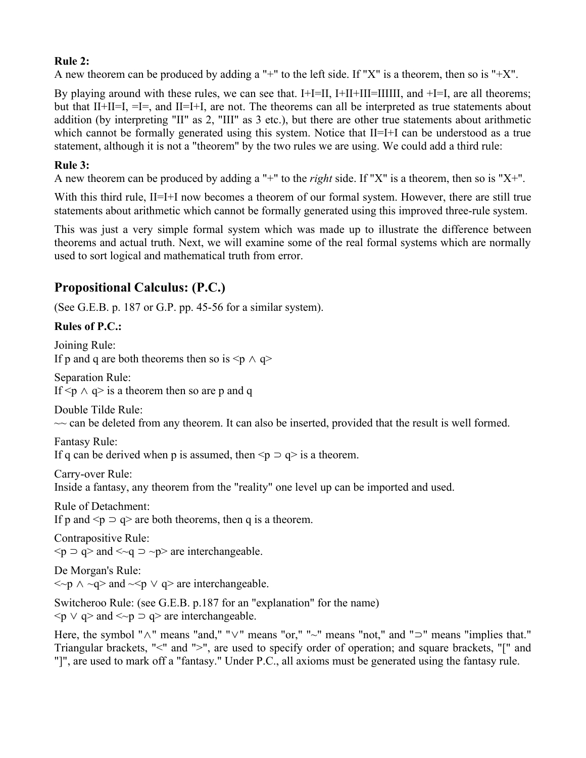**Rule 2:**
A new theorem can be produced by adding a "+" to the left side. If "X" is a theorem, then so is "+X".

By playing around with these rules, we can see that. I+I=II, I+II+III=IIIIII, and +I=I, are all theorems; but that II+II=I, =I=, and II=I+I, are not. The theorems can all be interpreted as true statements about addition (by interpreting "II" as 2, "III" as 3 etc.), but there are other true statements about arithmetic which cannot be formally generated using this system. Notice that II=I+I can be understood as a true statement, although it is not a "theorem" by the two rules we are using. We could add a third rule:

**Rule 3:**
A new theorem can be produced by adding a "+" to the *right* side. If "X" is a theorem, then so is "X+".

With this third rule, II=I+I now becomes a theorem of our formal system. However, there are still true statements about arithmetic which cannot be formally generated using this improved three-rule system.

This was just a very simple formal system which was made up to illustrate the difference between theorems and actual truth. Next, we will examine some of the real formal systems which are normally used to sort logical and mathematical truth from error.

## Propositional Calculus: (P.C.)

(See G.E.B. p. 187 or G.P. pp. 45-56 for a similar system).

**Rules of P.C.:**

Joining Rule:
If p and q are both theorems then so is <p ∧ q>

Separation Rule:
If <p ∧ q> is a theorem then so are p and q

Double Tilde Rule:
~~ can be deleted from any theorem. It can also be inserted, provided that the result is well formed.

Fantasy Rule:
If q can be derived when p is assumed, then <p ⊃ q> is a theorem.

Carry-over Rule:
Inside a fantasy, any theorem from the "reality" one level up can be imported and used.

Rule of Detachment:
If p and <p ⊃ q> are both theorems, then q is a theorem.

Contrapositive Rule:
<p ⊃ q> and <~q ⊃ ~p> are interchangeable.

De Morgan's Rule:
<~p ∧ ~q> and ~<p ∨ q> are interchangeable.

Switcheroo Rule: (see G.E.B. p.187 for an "explanation" for the name)
<p ∨ q> and <~p ⊃ q> are interchangeable.

Here, the symbol "∧" means "and," "∨" means "or," "~" means "not," and "⊃" means "implies that." Triangular brackets, "<" and ">", are used to specify order of operation; and square brackets, "[" and "]", are used to mark off a "fantasy." Under P.C., all axioms must be generated using the fantasy rule.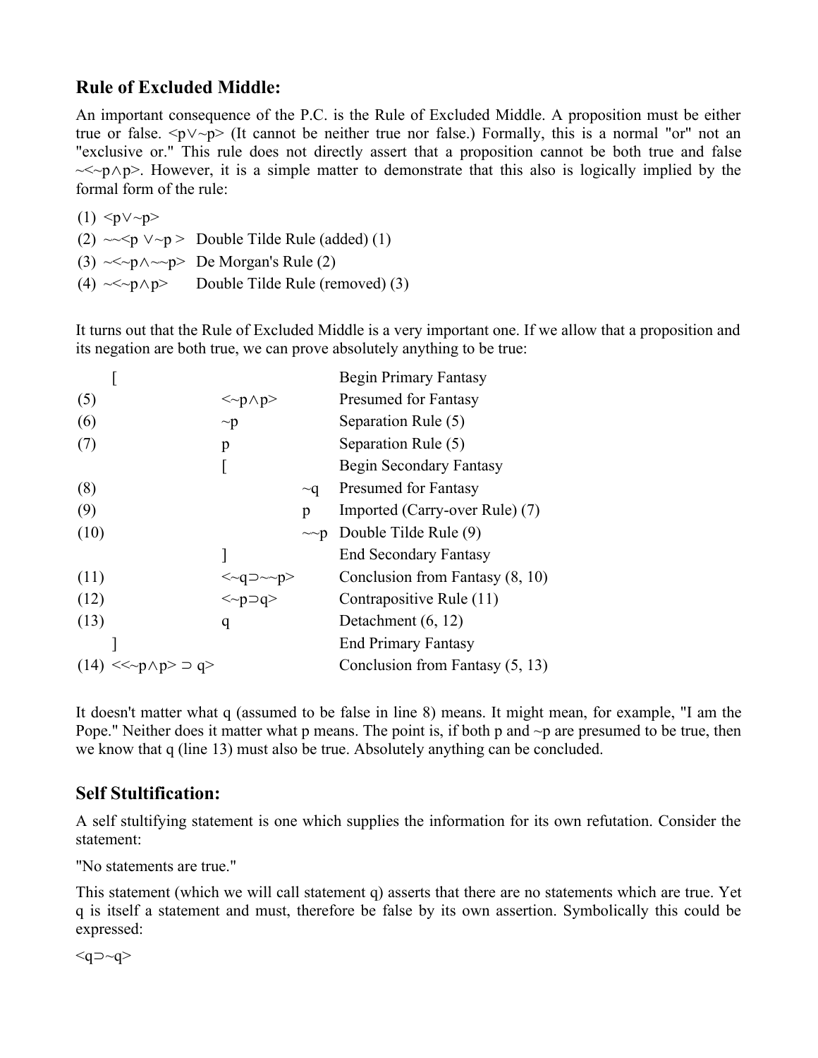## Rule of Excluded Middle:

An important consequence of the P.C. is the Rule of Excluded Middle. A proposition must be either true or false. $\langle p \vee \sim p \rangle$ (It cannot be neither true nor false.) Formally, this is a normal "or" not an "exclusive or." This rule does not directly assert that a proposition cannot be both true and false $\sim\langle \sim p \wedge p \rangle$. However, it is a simple matter to demonstrate that this also is logically implied by the formal form of the rule:

(1) $\langle p \vee \sim p \rangle$

(2) $\sim\sim\langle p \vee \sim p \rangle$ Double Tilde Rule (added) (1)

(3) $\sim\langle \sim p \wedge \sim\sim p \rangle$ De Morgan's Rule (2)

(4) $\sim\langle \sim p \wedge p \rangle$ Double Tilde Rule (removed) (3)

It turns out that the Rule of Excluded Middle is a very important one. If we allow that a proposition and its negation are both true, we can prove absolutely anything to be true:

| | | | |
|---|---|---|---|
| [ | | | Begin Primary Fantasy |
| (5) | $\langle \sim p \wedge p \rangle$ | | Presumed for Fantasy |
| (6) | $\sim p$ | | Separation Rule (5) |
| (7) | $p$ | | Separation Rule (5) |
| | [ | | Begin Secondary Fantasy |
| (8) | | $\sim q$ | Presumed for Fantasy |
| (9) | | $p$ | Imported (Carry-over Rule) (7) |
| (10) | | $\sim\sim p$ | Double Tilde Rule (9) |
| | ] | | End Secondary Fantasy |
| (11) | $\langle \sim q \supset \sim\sim p \rangle$ | | Conclusion from Fantasy (8, 10) |
| (12) | $\langle \sim p \supset q \rangle$ | | Contrapositive Rule (11) |
| (13) | $q$ | | Detachment (6, 12) |
| ] | | | End Primary Fantasy |
| (14) $\langle\langle \sim p \wedge p \rangle \supset q \rangle$ | | | Conclusion from Fantasy (5, 13) |

It doesn't matter what q (assumed to be false in line 8) means. It might mean, for example, "I am the Pope." Neither does it matter what p means. The point is, if both p and ~p are presumed to be true, then we know that q (line 13) must also be true. Absolutely anything can be concluded.

## Self Stultification:

A self stultifying statement is one which supplies the information for its own refutation. Consider the statement:

"No statements are true."

This statement (which we will call statement q) asserts that there are no statements which are true. Yet q is itself a statement and must, therefore be false by its own assertion. Symbolically this could be expressed:

$\langle q \supset \sim q \rangle$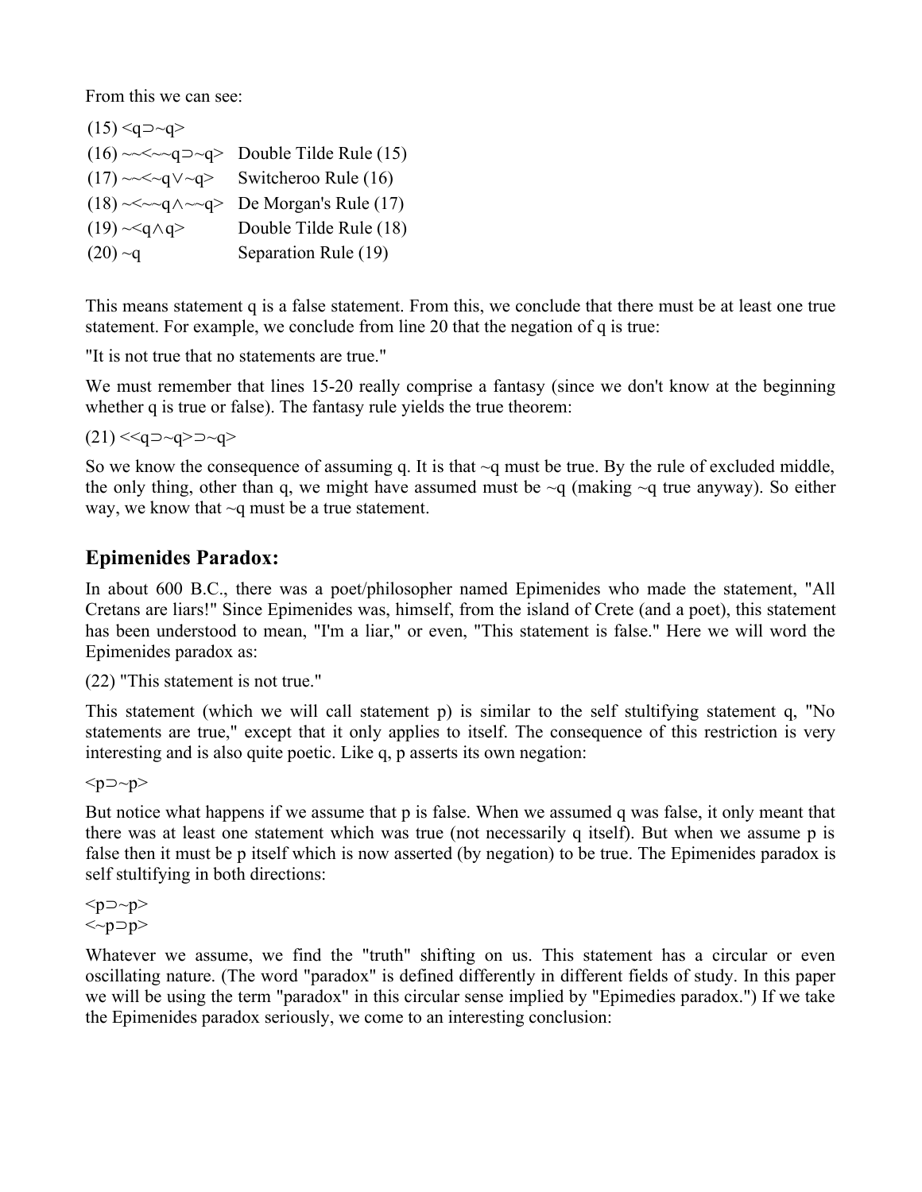From this we can see:

| | | |
|---|---|---|
| (15) | $<q \supset \sim q>$ | |
| (16) | $\sim\sim<\sim\sim q \supset \sim q>$ | Double Tilde Rule (15) |
| (17) | $\sim\sim<\sim q \vee \sim q>$ | Switcheroo Rule (16) |
| (18) | $\sim<\sim\sim q \wedge \sim\sim q>$ | De Morgan's Rule (17) |
| (19) | $\sim<q \wedge q>$ | Double Tilde Rule (18) |
| (20) | $\sim q$ | Separation Rule (19) |

This means statement q is a false statement. From this, we conclude that there must be at least one true statement. For example, we conclude from line 20 that the negation of q is true:

"It is not true that no statements are true."

We must remember that lines 15-20 really comprise a fantasy (since we don't know at the beginning whether q is true or false). The fantasy rule yields the true theorem:

(21) $<<q \supset \sim q> \supset \sim q>$

So we know the consequence of assuming q. It is that ~q must be true. By the rule of excluded middle, the only thing, other than q, we might have assumed must be ~q (making ~q true anyway). So either way, we know that ~q must be a true statement.

## Epimenides Paradox:

In about 600 B.C., there was a poet/philosopher named Epimenides who made the statement, "All Cretans are liars!" Since Epimenides was, himself, from the island of Crete (and a poet), this statement has been understood to mean, "I'm a liar," or even, "This statement is false." Here we will word the Epimenides paradox as:

(22) "This statement is not true."

This statement (which we will call statement p) is similar to the self stultifying statement q, "No statements are true," except that it only applies to itself. The consequence of this restriction is very interesting and is also quite poetic. Like q, p asserts its own negation:

$<p \supset \sim p>$

But notice what happens if we assume that p is false. When we assumed q was false, it only meant that there was at least one statement which was true (not necessarily q itself). But when we assume p is false then it must be p itself which is now asserted (by negation) to be true. The Epimenides paradox is self stultifying in both directions:

$<p \supset \sim p>$
$<\sim p \supset p>$

Whatever we assume, we find the "truth" shifting on us. This statement has a circular or even oscillating nature. (The word "paradox" is defined differently in different fields of study. In this paper we will be using the term "paradox" in this circular sense implied by "Epimedies paradox.") If we take the Epimenides paradox seriously, we come to an interesting conclusion: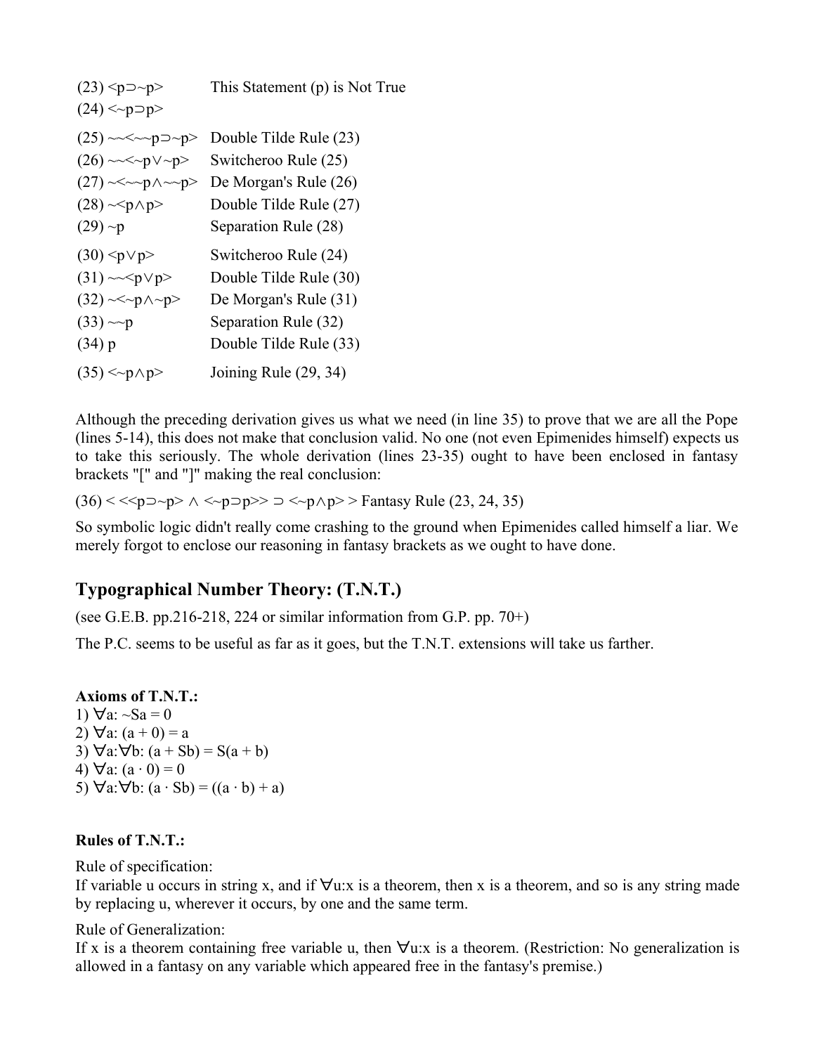| | |
|---|---|
| (23) <p⊃~p> | This Statement (p) is Not True |
| (24) <~p⊃p> | |
| (25) ~~<~~p⊃~p> | Double Tilde Rule (23) |
| (26) ~~<~p∨~p> | Switcheroo Rule (25) |
| (27) ~<~~p∧~~p> | De Morgan's Rule (26) |
| (28) ~<p∧p> | Double Tilde Rule (27) |
| (29) ~p | Separation Rule (28) |
| (30) <p∨p> | Switcheroo Rule (24) |
| (31) ~~<p∨p> | Double Tilde Rule (30) |
| (32) ~<~p∧~p> | De Morgan's Rule (31) |
| (33) ~~p | Separation Rule (32) |
| (34) p | Double Tilde Rule (33) |
| (35) <~p∧p> | Joining Rule (29, 34) |

Although the preceding derivation gives us what we need (in line 35) to prove that we are all the Pope (lines 5-14), this does not make that conclusion valid. No one (not even Epimenides himself) expects us to take this seriously. The whole derivation (lines 23-35) ought to have been enclosed in fantasy brackets "[" and "]" making the real conclusion:

(36) < <<p⊃~p> ∧ <~p⊃p>> ⊃ <~p∧p> > Fantasy Rule (23, 24, 35)

So symbolic logic didn't really come crashing to the ground when Epimenides called himself a liar. We merely forgot to enclose our reasoning in fantasy brackets as we ought to have done.

## Typographical Number Theory: (T.N.T.)

(see G.E.B. pp.216-218, 224 or similar information from G.P. pp. 70+)

The P.C. seems to be useful as far as it goes, but the T.N.T. extensions will take us farther.

**Axioms of T.N.T.:**

1) ∀a: ~Sa = 0
2) ∀a: (a + 0) = a
3) ∀a:∀b: (a + Sb) = S(a + b)
4) ∀a: (a · 0) = 0
5) ∀a:∀b: (a · Sb) = ((a · b) + a)

**Rules of T.N.T.:**

Rule of specification:
If variable u occurs in string x, and if ∀u:x is a theorem, then x is a theorem, and so is any string made by replacing u, wherever it occurs, by one and the same term.

Rule of Generalization:
If x is a theorem containing free variable u, then ∀u:x is a theorem. (Restriction: No generalization is allowed in a fantasy on any variable which appeared free in the fantasy's premise.)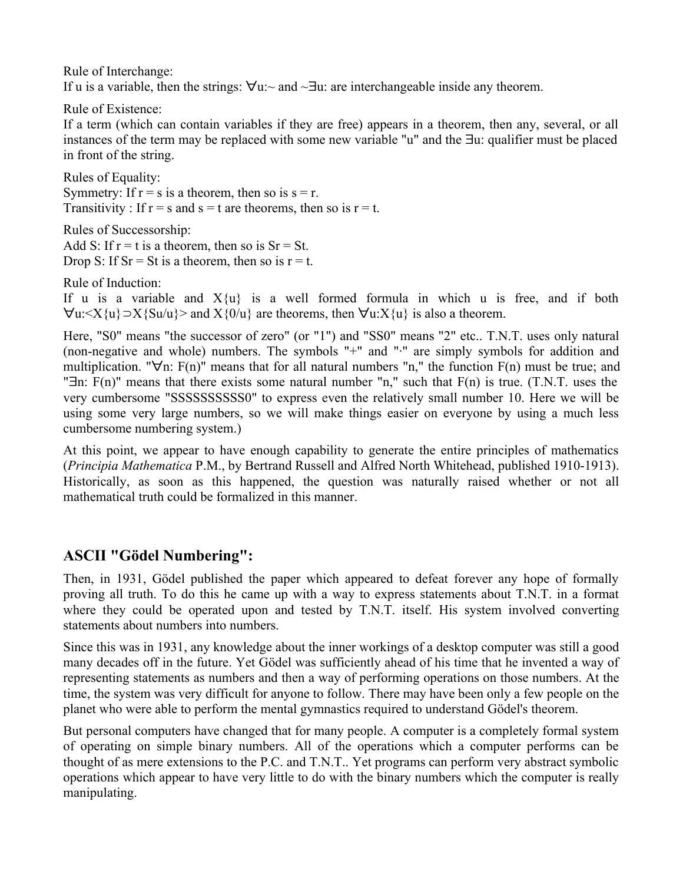Rule of Interchange:
If u is a variable, then the strings: ∀u:~ and ~∃u: are interchangeable inside any theorem.

Rule of Existence:
If a term (which can contain variables if they are free) appears in a theorem, then any, several, or all instances of the term may be replaced with some new variable "u" and the ∃u: qualifier must be placed in front of the string.

Rules of Equality:
Symmetry: If r = s is a theorem, then so is s = r.
Transitivity : If r = s and s = t are theorems, then so is r = t.

Rules of Successorship:
Add S: If r = t is a theorem, then so is Sr = St.
Drop S: If Sr = St is a theorem, then so is r = t.

Rule of Induction:
If u is a variable and X{u} is a well formed formula in which u is free, and if both ∀u:<X{u}⊃X{Su/u}> and X{0/u} are theorems, then ∀u:X{u} is also a theorem.

Here, "S0" means "the successor of zero" (or "1") and "SS0" means "2" etc.. T.N.T. uses only natural (non-negative and whole) numbers. The symbols "+" and "·" are simply symbols for addition and multiplication. "∀n: F(n)" means that for all natural numbers "n," the function F(n) must be true; and "∃n: F(n)" means that there exists some natural number "n," such that F(n) is true. (T.N.T. uses the very cumbersome "SSSSSSSSSS0" to express even the relatively small number 10. Here we will be using some very large numbers, so we will make things easier on everyone by using a much less cumbersome numbering system.)

At this point, we appear to have enough capability to generate the entire principles of mathematics (*Principia Mathematica* P.M., by Bertrand Russell and Alfred North Whitehead, published 1910-1913). Historically, as soon as this happened, the question was naturally raised whether or not all mathematical truth could be formalized in this manner.

## ASCII "Gödel Numbering":

Then, in 1931, Gödel published the paper which appeared to defeat forever any hope of formally proving all truth. To do this he came up with a way to express statements about T.N.T. in a format where they could be operated upon and tested by T.N.T. itself. His system involved converting statements about numbers into numbers.

Since this was in 1931, any knowledge about the inner workings of a desktop computer was still a good many decades off in the future. Yet Gödel was sufficiently ahead of his time that he invented a way of representing statements as numbers and then a way of performing operations on those numbers. At the time, the system was very difficult for anyone to follow. There may have been only a few people on the planet who were able to perform the mental gymnastics required to understand Gödel's theorem.

But personal computers have changed that for many people. A computer is a completely formal system of operating on simple binary numbers. All of the operations which a computer performs can be thought of as mere extensions to the P.C. and T.N.T.. Yet programs can perform very abstract symbolic operations which appear to have very little to do with the binary numbers which the computer is really manipulating.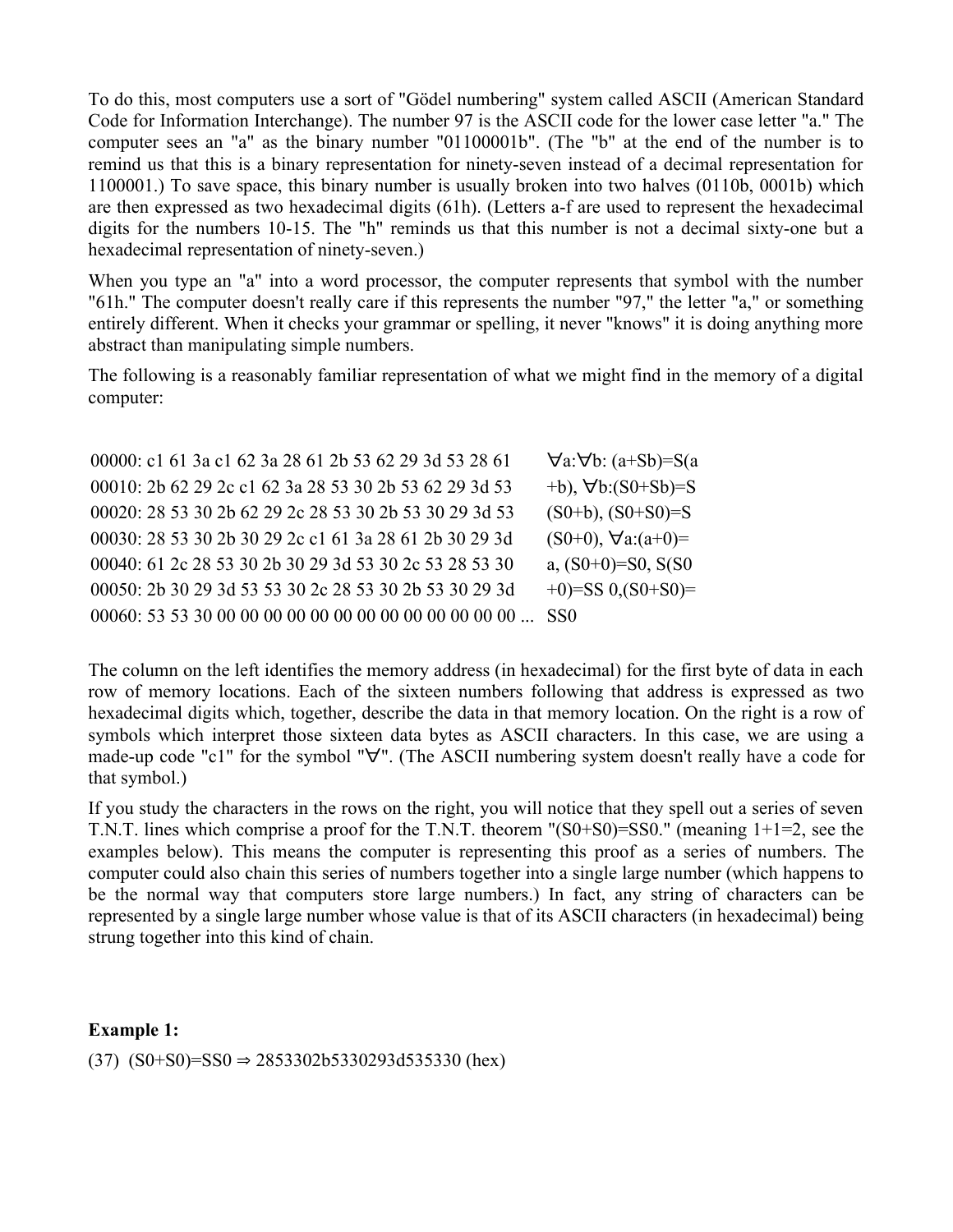To do this, most computers use a sort of "Gödel numbering" system called ASCII (American Standard Code for Information Interchange). The number 97 is the ASCII code for the lower case letter "a." The computer sees an "a" as the binary number "01100001b". (The "b" at the end of the number is to remind us that this is a binary representation for ninety-seven instead of a decimal representation for 1100001.) To save space, this binary number is usually broken into two halves (0110b, 0001b) which are then expressed as two hexadecimal digits (61h). (Letters a-f are used to represent the hexadecimal digits for the numbers 10-15. The "h" reminds us that this number is not a decimal sixty-one but a hexadecimal representation of ninety-seven.)

When you type an "a" into a word processor, the computer represents that symbol with the number "61h." The computer doesn't really care if this represents the number "97," the letter "a," or something entirely different. When it checks your grammar or spelling, it never "knows" it is doing anything more abstract than manipulating simple numbers.

The following is a reasonably familiar representation of what we might find in the memory of a digital computer:

```
00000: c1 61 3a c1 62 3a 28 61 2b 53 62 29 3d 53 28 61      ∀a:∀b: (a+Sb)=S(a
00010: 2b 62 29 2c c1 62 3a 28 53 30 2b 53 62 29 3d 53      +b), ∀b:(S0+Sb)=S
00020: 28 53 30 2b 62 29 2c 28 53 30 2b 53 30 29 3d 53      (S0+b), (S0+S0)=S
00030: 28 53 30 2b 30 29 2c c1 61 3a 28 61 2b 30 29 3d      (S0+0), ∀a:(a+0)=
00040: 61 2c 28 53 30 2b 30 29 3d 53 30 2c 53 28 53 30      a, (S0+0)=S0, S(S0
00050: 2b 30 29 3d 53 53 30 2c 28 53 30 2b 53 30 29 3d      +0)=SS 0,(S0+S0)=
00060: 53 53 30 00 00 00 00 00 00 00 00 00 00 00 00 00 ...  SS0
```

The column on the left identifies the memory address (in hexadecimal) for the first byte of data in each row of memory locations. Each of the sixteen numbers following that address is expressed as two hexadecimal digits which, together, describe the data in that memory location. On the right is a row of symbols which interpret those sixteen data bytes as ASCII characters. In this case, we are using a made-up code "c1" for the symbol "∀". (The ASCII numbering system doesn't really have a code for that symbol.)

If you study the characters in the rows on the right, you will notice that they spell out a series of seven T.N.T. lines which comprise a proof for the T.N.T. theorem "(S0+S0)=SS0." (meaning 1+1=2, see the examples below). This means the computer is representing this proof as a series of numbers. The computer could also chain this series of numbers together into a single large number (which happens to be the normal way that computers store large numbers.) In fact, any string of characters can be represented by a single large number whose value is that of its ASCII characters (in hexadecimal) being strung together into this kind of chain.

**Example 1:**

(37) (S0+S0)=SS0 ⇒ 2853302b5330293d535330 (hex)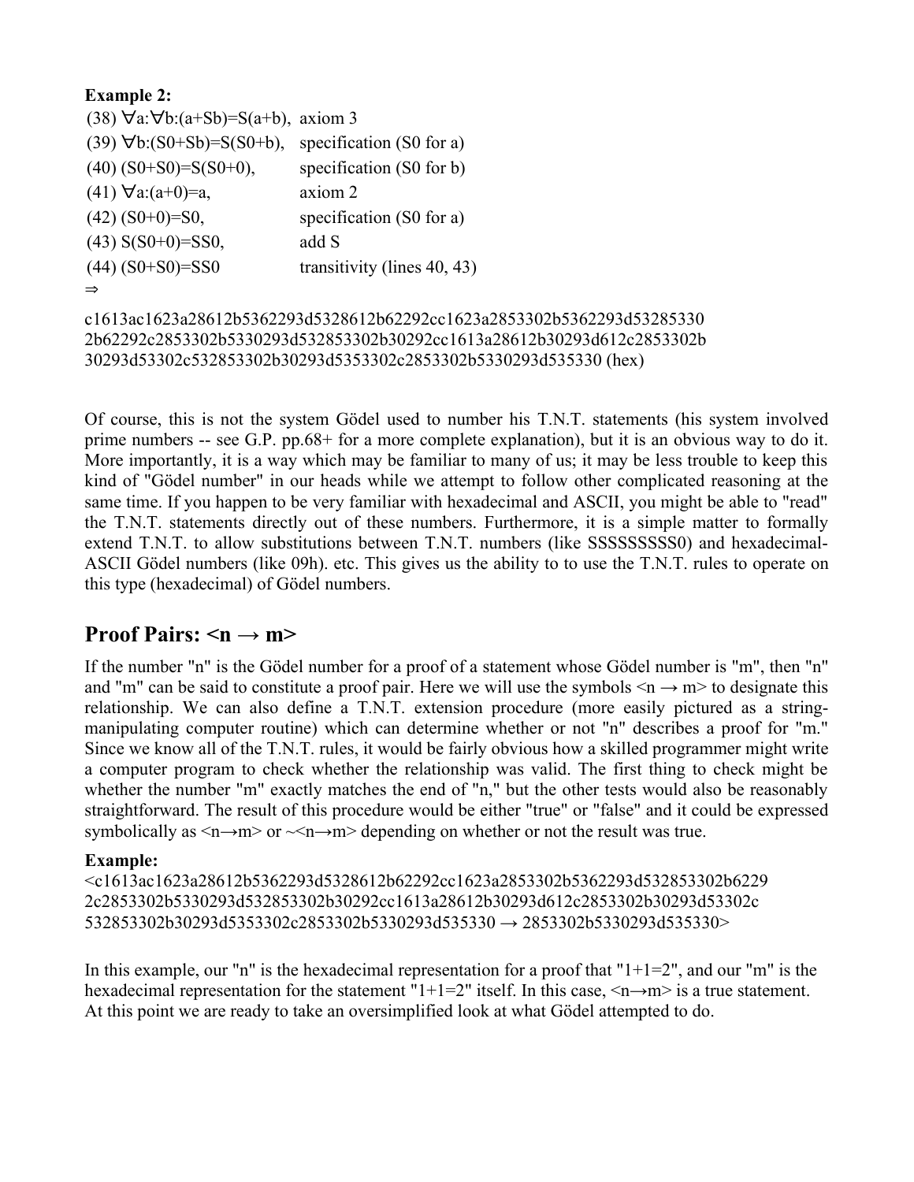**Example 2:**

| | |
|---|---|
| (38) ∀a:∀b:(a+Sb)=S(a+b), | axiom 3 |
| (39) ∀b:(S0+Sb)=S(S0+b), | specification (S0 for a) |
| (40) (S0+S0)=S(S0+0), | specification (S0 for b) |
| (41) ∀a:(a+0)=a, | axiom 2 |
| (42) (S0+0)=S0, | specification (S0 for a) |
| (43) S(S0+0)=SS0, | add S |
| (44) (S0+S0)=SS0 | transitivity (lines 40, 43) |

⇒

c1613ac1623a28612b5362293d5328612b62292cc1623a2853302b5362293d53285330
2b62292c2853302b5330293d532853302b30292cc1613a28612b30293d612c2853302b
30293d53302c532853302b30293d5353302c2853302b5330293d535330 (hex)

Of course, this is not the system Gödel used to number his T.N.T. statements (his system involved prime numbers -- see G.P. pp.68+ for a more complete explanation), but it is an obvious way to do it. More importantly, it is a way which may be familiar to many of us; it may be less trouble to keep this kind of "Gödel number" in our heads while we attempt to follow other complicated reasoning at the same time. If you happen to be very familiar with hexadecimal and ASCII, you might be able to "read" the T.N.T. statements directly out of these numbers. Furthermore, it is a simple matter to formally extend T.N.T. to allow substitutions between T.N.T. numbers (like SSSSSSSSS0) and hexadecimal-ASCII Gödel numbers (like 09h). etc. This gives us the ability to to use the T.N.T. rules to operate on this type (hexadecimal) of Gödel numbers.

## Proof Pairs: <n → m>

If the number "n" is the Gödel number for a proof of a statement whose Gödel number is "m", then "n" and "m" can be said to constitute a proof pair. Here we will use the symbols <n → m> to designate this relationship. We can also define a T.N.T. extension procedure (more easily pictured as a string-manipulating computer routine) which can determine whether or not "n" describes a proof for "m." Since we know all of the T.N.T. rules, it would be fairly obvious how a skilled programmer might write a computer program to check whether the relationship was valid. The first thing to check might be whether the number "m" exactly matches the end of "n," but the other tests would also be reasonably straightforward. The result of this procedure would be either "true" or "false" and it could be expressed symbolically as <n→m> or ~<n→m> depending on whether or not the result was true.

**Example:**

<c1613ac1623a28612b5362293d5328612b62292cc1623a2853302b5362293d532853302b6229
2c2853302b5330293d532853302b30292cc1613a28612b30293d612c2853302b30293d53302c
532853302b30293d5353302c2853302b5330293d535330 → 2853302b5330293d535330>

In this example, our "n" is the hexadecimal representation for a proof that "1+1=2", and our "m" is the hexadecimal representation for the statement "1+1=2" itself. In this case, <n→m> is a true statement. At this point we are ready to take an oversimplified look at what Gödel attempted to do.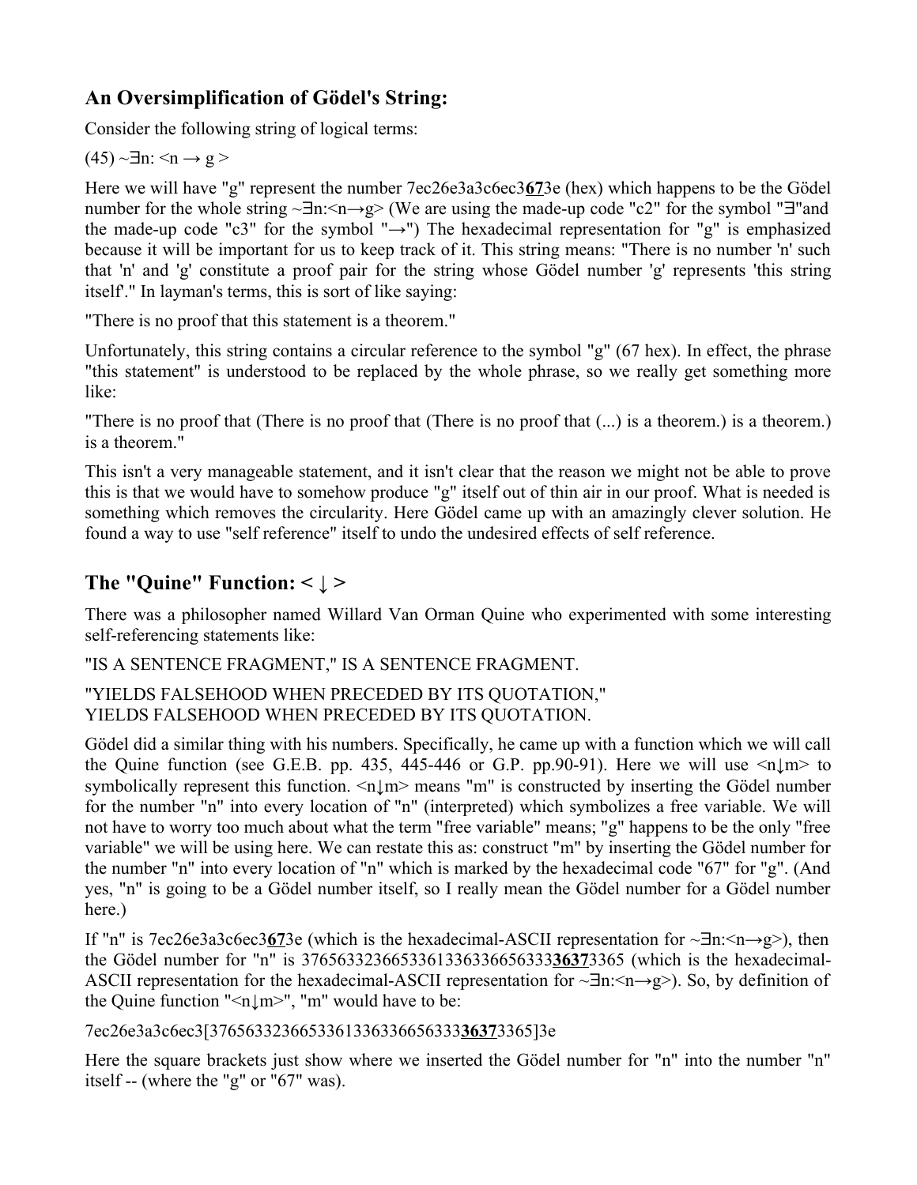## An Oversimplification of Gödel's String:

Consider the following string of logical terms:

(45) ~∃n: <n → g >

Here we will have "g" represent the number 7ec26e3a3c6ec3**67**3e (hex) which happens to be the Gödel number for the whole string ~∃n:<n→g> (We are using the made-up code "c2" for the symbol "∃"and the made-up code "c3" for the symbol "→") The hexadecimal representation for "g" is emphasized because it will be important for us to keep track of it. This string means: "There is no number 'n' such that 'n' and 'g' constitute a proof pair for the string whose Gödel number 'g' represents 'this string itself'." In layman's terms, this is sort of like saying:

"There is no proof that this statement is a theorem."

Unfortunately, this string contains a circular reference to the symbol "g" (67 hex). In effect, the phrase "this statement" is understood to be replaced by the whole phrase, so we really get something more like:

"There is no proof that (There is no proof that (There is no proof that (...) is a theorem.) is a theorem.) is a theorem."

This isn't a very manageable statement, and it isn't clear that the reason we might not be able to prove this is that we would have to somehow produce "g" itself out of thin air in our proof. What is needed is something which removes the circularity. Here Gödel came up with an amazingly clever solution. He found a way to use "self reference" itself to undo the undesired effects of self reference.

## The "Quine" Function: < ↓ >

There was a philosopher named Willard Van Orman Quine who experimented with some interesting self-referencing statements like:

"IS A SENTENCE FRAGMENT," IS A SENTENCE FRAGMENT.

"YIELDS FALSEHOOD WHEN PRECEDED BY ITS QUOTATION,"
YIELDS FALSEHOOD WHEN PRECEDED BY ITS QUOTATION.

Gödel did a similar thing with his numbers. Specifically, he came up with a function which we will call the Quine function (see G.E.B. pp. 435, 445-446 or G.P. pp.90-91). Here we will use <n↓m> to symbolically represent this function. <n↓m> means "m" is constructed by inserting the Gödel number for the number "n" into every location of "n" (interpreted) which symbolizes a free variable. We will not have to worry too much about what the term "free variable" means; "g" happens to be the only "free variable" we will be using here. We can restate this as: construct "m" by inserting the Gödel number for the number "n" into every location of "n" which is marked by the hexadecimal code "67" for "g". (And yes, "n" is going to be a Gödel number itself, so I really mean the Gödel number for a Gödel number here.)

If "n" is 7ec26e3a3c6ec3**67**3e (which is the hexadecimal-ASCII representation for ~∃n:<n→g>), then the Gödel number for "n" is 376563323665336133633666563333**3637**3365 (which is the hexadecimal-ASCII representation for the hexadecimal-ASCII representation for ~∃n:<n→g>). So, by definition of the Quine function "<n↓m>", "m" would have to be:

7ec26e3a3c6ec3[376563323665336133633666563333**3637**3365]3e

Here the square brackets just show where we inserted the Gödel number for "n" into the number "n" itself -- (where the "g" or "67" was).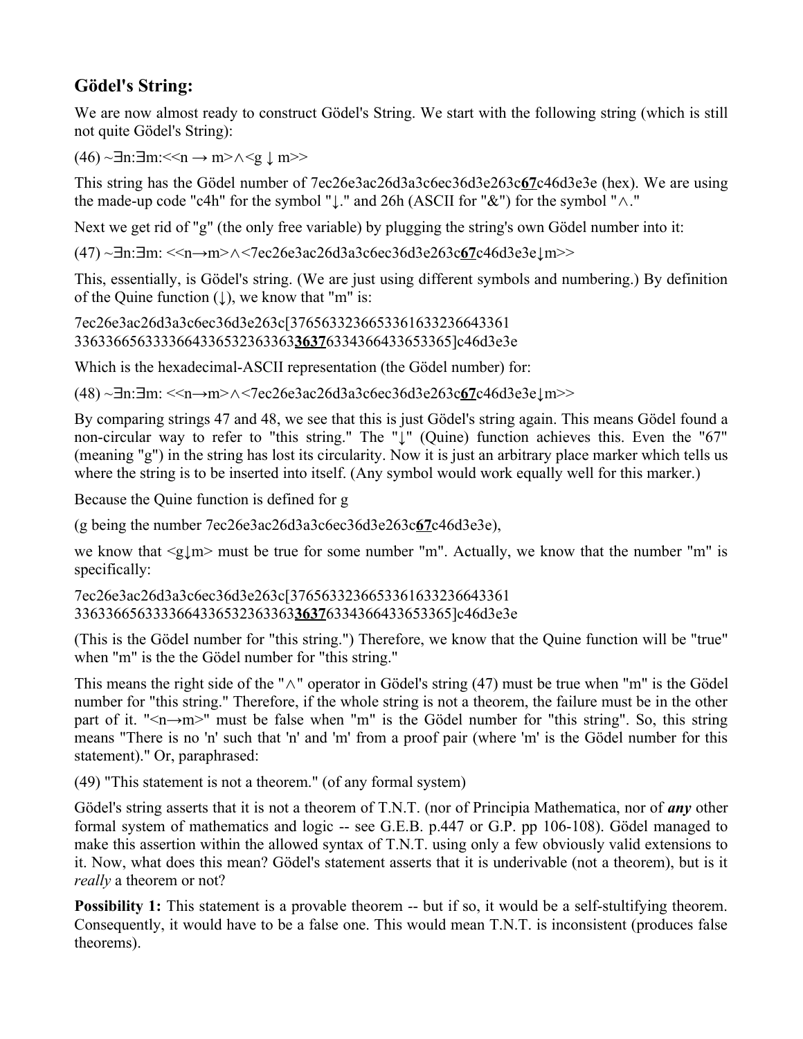## Gödel's String:

We are now almost ready to construct Gödel's String. We start with the following string (which is still not quite Gödel's String):

(46) ~∃n:∃m:<<n → m>∧<g ↓ m>>

This string has the Gödel number of 7ec26e3ac26d3a3c6ec36d3e263c**67**c46d3e3e (hex). We are using the made-up code "c4h" for the symbol "↓." and 26h (ASCII for "&") for the symbol "∧."

Next we get rid of "g" (the only free variable) by plugging the string's own Gödel number into it:

(47) ~∃n:∃m: <<n→m>∧<7ec26e3ac26d3a3c6ec36d3e263c**67**c46d3e3e↓m>>

This, essentially, is Gödel's string. (We are just using different symbols and numbering.) By definition of the Quine function (↓), we know that "m" is:

7ec26e3ac26d3a3c6ec36d3e263c[37656332366533616332366433613363366563333664336532363363**3637**6334366433653365]c46d3e3e

Which is the hexadecimal-ASCII representation (the Gödel number) for:

(48) ~∃n:∃m: <<n→m>∧<7ec26e3ac26d3a3c6ec36d3e263c**67**c46d3e3e↓m>>

By comparing strings 47 and 48, we see that this is just Gödel's string again. This means Gödel found a non-circular way to refer to "this string." The "↓" (Quine) function achieves this. Even the "67" (meaning "g") in the string has lost its circularity. Now it is just an arbitrary place marker which tells us where the string is to be inserted into itself. (Any symbol would work equally well for this marker.)

Because the Quine function is defined for g

(g being the number 7ec26e3ac26d3a3c6ec36d3e263c**67**c46d3e3e),

we know that <g↓m> must be true for some number "m". Actually, we know that the number "m" is specifically:

7ec26e3ac26d3a3c6ec36d3e263c[37656332366533616332366433613363366563333664336532363363**3637**6334366433653365]c46d3e3e

(This is the Gödel number for "this string.") Therefore, we know that the Quine function will be "true" when "m" is the the Gödel number for "this string."

This means the right side of the "∧" operator in Gödel's string (47) must be true when "m" is the Gödel number for "this string." Therefore, if the whole string is not a theorem, the failure must be in the other part of it. "<n→m>" must be false when "m" is the Gödel number for "this string". So, this string means "There is no 'n' such that 'n' and 'm' from a proof pair (where 'm' is the Gödel number for this statement)." Or, paraphrased:

(49) "This statement is not a theorem." (of any formal system)

Gödel's string asserts that it is not a theorem of T.N.T. (nor of Principia Mathematica, nor of ***any*** other formal system of mathematics and logic -- see G.E.B. p.447 or G.P. pp 106-108). Gödel managed to make this assertion within the allowed syntax of T.N.T. using only a few obviously valid extensions to it. Now, what does this mean? Gödel's statement asserts that it is underivable (not a theorem), but is it *really* a theorem or not?

**Possibility 1:** This statement is a provable theorem -- but if so, it would be a self-stultifying theorem. Consequently, it would have to be a false one. This would mean T.N.T. is inconsistent (produces false theorems).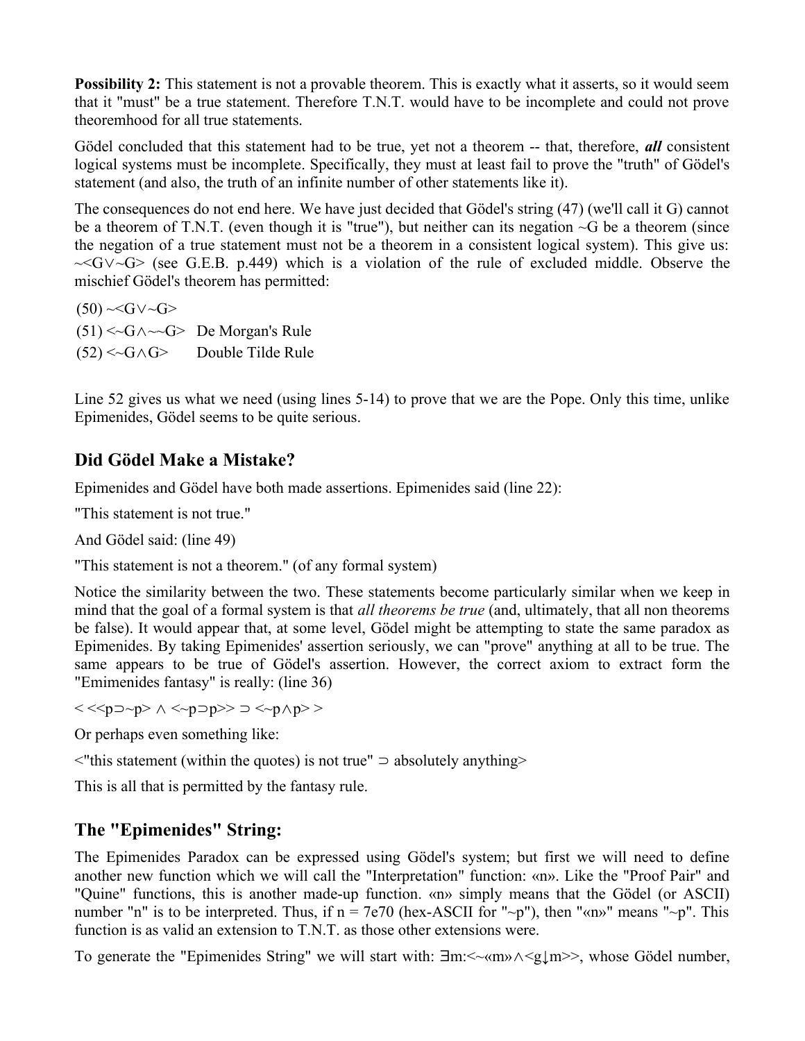**Possibility 2:** This statement is not a provable theorem. This is exactly what it asserts, so it would seem that it "must" be a true statement. Therefore T.N.T. would have to be incomplete and could not prove theoremhood for all true statements.

Gödel concluded that this statement had to be true, yet not a theorem -- that, therefore, ***all*** consistent logical systems must be incomplete. Specifically, they must at least fail to prove the "truth" of Gödel's statement (and also, the truth of an infinite number of other statements like it).

The consequences do not end here. We have just decided that Gödel's string (47) (we'll call it G) cannot be a theorem of T.N.T. (even though it is "true"), but neither can its negation ~G be a theorem (since the negation of a true statement must not be a theorem in a consistent logical system). This give us: ~<G∨~G> (see G.E.B. p.449) which is a violation of the rule of excluded middle. Observe the mischief Gödel's theorem has permitted:

(50) ~<G∨~G>

(51) <~G∧~~G>   De Morgan's Rule

(52) <~G∧G>   Double Tilde Rule

Line 52 gives us what we need (using lines 5-14) to prove that we are the Pope. Only this time, unlike Epimenides, Gödel seems to be quite serious.

## Did Gödel Make a Mistake?

Epimenides and Gödel have both made assertions. Epimenides said (line 22):

"This statement is not true."

And Gödel said: (line 49)

"This statement is not a theorem." (of any formal system)

Notice the similarity between the two. These statements become particularly similar when we keep in mind that the goal of a formal system is that *all theorems be true* (and, ultimately, that all non theorems be false). It would appear that, at some level, Gödel might be attempting to state the same paradox as Epimenides. By taking Epimenides' assertion seriously, we can "prove" anything at all to be true. The same appears to be true of Gödel's assertion. However, the correct axiom to extract form the "Emimenides fantasy" is really: (line 36)

< <<p⊃~p> ∧ <~p⊃p>> ⊃ <~p∧p> >

Or perhaps even something like:

<"this statement (within the quotes) is not true" ⊃ absolutely anything>

This is all that is permitted by the fantasy rule.

## The "Epimenides" String:

The Epimenides Paradox can be expressed using Gödel's system; but first we will need to define another new function which we will call the "Interpretation" function: «n». Like the "Proof Pair" and "Quine" functions, this is another made-up function. «n» simply means that the Gödel (or ASCII) number "n" is to be interpreted. Thus, if n = 7e70 (hex-ASCII for "~p"), then "«n»" means "~p". This function is as valid an extension to T.N.T. as those other extensions were.

To generate the "Epimenides String" we will start with: ∃m:<~«m»∧<g↓m>>, whose Gödel number,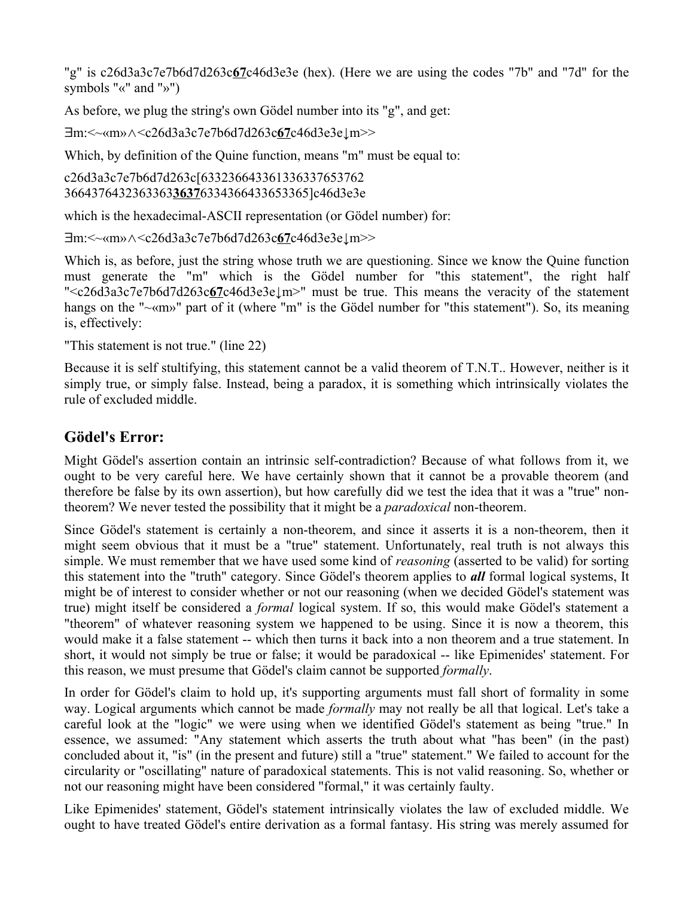"g" is c26d3a3c7e7b6d7d263c**67**c46d3e3e (hex). (Here we are using the codes "7b" and "7d" for the symbols "«" and "»")

As before, we plug the string's own Gödel number into its "g", and get:

∃m:<~«m»∧<c26d3a3c7e7b6d7d263c**67**c46d3e3e↓m>>

Which, by definition of the Quine function, means "m" must be equal to:

c26d3a3c7e7b6d7d263c[6332366433613363376537623664376432363363**3637**6334366433653365]c46d3e3e

which is the hexadecimal-ASCII representation (or Gödel number) for:

∃m:<~«m»∧<c26d3a3c7e7b6d7d263c**67**c46d3e3e↓m>>

Which is, as before, just the string whose truth we are questioning. Since we know the Quine function must generate the "m" which is the Gödel number for "this statement", the right half "<c26d3a3c7e7b6d7d263c**67**c46d3e3e↓m>" must be true. This means the veracity of the statement hangs on the "~«m»" part of it (where "m" is the Gödel number for "this statement"). So, its meaning is, effectively:

"This statement is not true." (line 22)

Because it is self stultifying, this statement cannot be a valid theorem of T.N.T.. However, neither is it simply true, or simply false. Instead, being a paradox, it is something which intrinsically violates the rule of excluded middle.

## Gödel's Error:

Might Gödel's assertion contain an intrinsic self-contradiction? Because of what follows from it, we ought to be very careful here. We have certainly shown that it cannot be a provable theorem (and therefore be false by its own assertion), but how carefully did we test the idea that it was a "true" non-theorem? We never tested the possibility that it might be a *paradoxical* non-theorem.

Since Gödel's statement is certainly a non-theorem, and since it asserts it is a non-theorem, then it might seem obvious that it must be a "true" statement. Unfortunately, real truth is not always this simple. We must remember that we have used some kind of *reasoning* (asserted to be valid) for sorting this statement into the "truth" category. Since Gödel's theorem applies to ***all*** formal logical systems, It might be of interest to consider whether or not our reasoning (when we decided Gödel's statement was true) might itself be considered a *formal* logical system. If so, this would make Gödel's statement a "theorem" of whatever reasoning system we happened to be using. Since it is now a theorem, this would make it a false statement -- which then turns it back into a non theorem and a true statement. In short, it would not simply be true or false; it would be paradoxical -- like Epimenides' statement. For this reason, we must presume that Gödel's claim cannot be supported *formally*.

In order for Gödel's claim to hold up, it's supporting arguments must fall short of formality in some way. Logical arguments which cannot be made *formally* may not really be all that logical. Let's take a careful look at the "logic" we were using when we identified Gödel's statement as being "true." In essence, we assumed: "Any statement which asserts the truth about what "has been" (in the past) concluded about it, "is" (in the present and future) still a "true" statement." We failed to account for the circularity or "oscillating" nature of paradoxical statements. This is not valid reasoning. So, whether or not our reasoning might have been considered "formal," it was certainly faulty.

Like Epimenides' statement, Gödel's statement intrinsically violates the law of excluded middle. We ought to have treated Gödel's entire derivation as a formal fantasy. His string was merely assumed for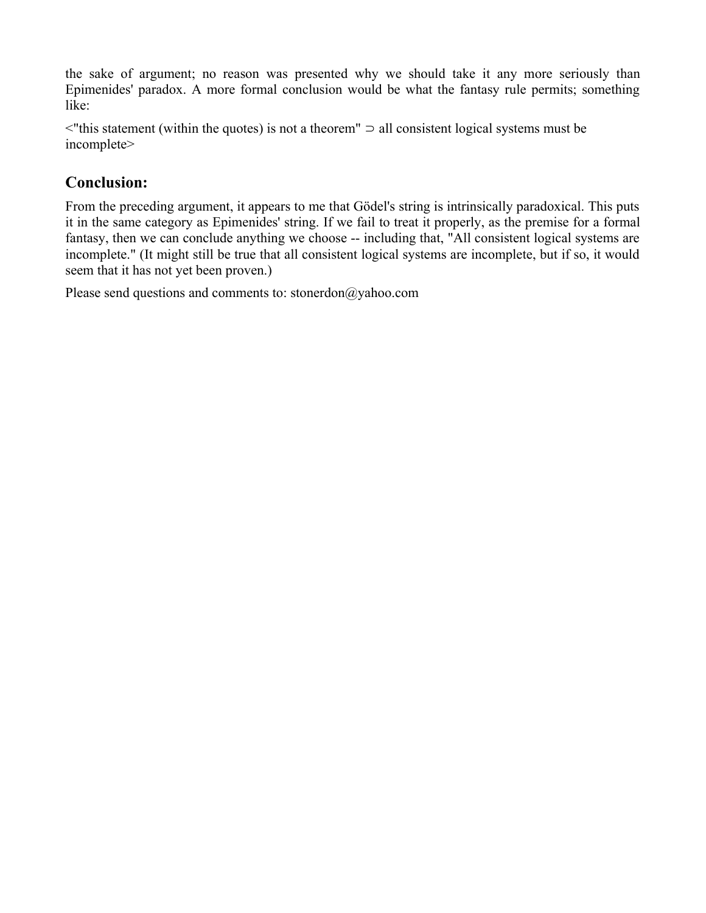the sake of argument; no reason was presented why we should take it any more seriously than Epimenides' paradox. A more formal conclusion would be what the fantasy rule permits; something like:

<"this statement (within the quotes) is not a theorem" ⊃ all consistent logical systems must be incomplete>

## Conclusion:

From the preceding argument, it appears to me that Gödel's string is intrinsically paradoxical. This puts it in the same category as Epimenides' string. If we fail to treat it properly, as the premise for a formal fantasy, then we can conclude anything we choose -- including that, "All consistent logical systems are incomplete." (It might still be true that all consistent logical systems are incomplete, but if so, it would seem that it has not yet been proven.)

Please send questions and comments to: stonerdon@yahoo.com